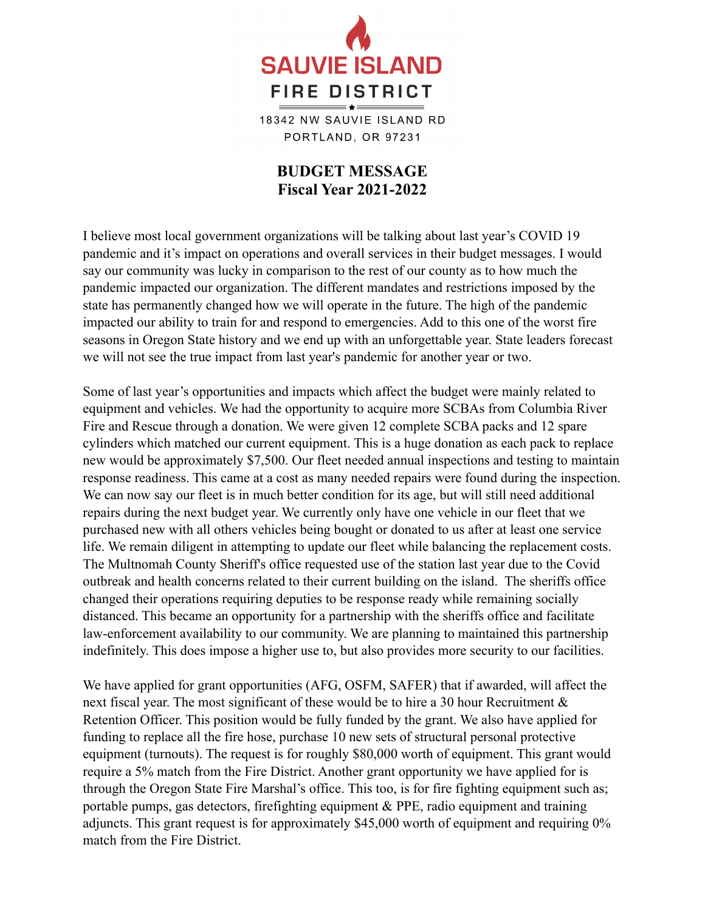**SAUVIE ISLAND**

**FIRE DISTRICT**

18342 NW SAUVIE ISLAND RD
PORTLAND, OR 97231

# BUDGET MESSAGE
# Fiscal Year 2021-2022

I believe most local government organizations will be talking about last year's COVID 19 pandemic and it's impact on operations and overall services in their budget messages. I would say our community was lucky in comparison to the rest of our county as to how much the pandemic impacted our organization. The different mandates and restrictions imposed by the state has permanently changed how we will operate in the future. The high of the pandemic impacted our ability to train for and respond to emergencies. Add to this one of the worst fire seasons in Oregon State history and we end up with an unforgettable year. State leaders forecast we will not see the true impact from last year's pandemic for another year or two.

Some of last year's opportunities and impacts which affect the budget were mainly related to equipment and vehicles. We had the opportunity to acquire more SCBAs from Columbia River Fire and Rescue through a donation. We were given 12 complete SCBA packs and 12 spare cylinders which matched our current equipment. This is a huge donation as each pack to replace new would be approximately $7,500. Our fleet needed annual inspections and testing to maintain response readiness. This came at a cost as many needed repairs were found during the inspection. We can now say our fleet is in much better condition for its age, but will still need additional repairs during the next budget year. We currently only have one vehicle in our fleet that we purchased new with all others vehicles being bought or donated to us after at least one service life. We remain diligent in attempting to update our fleet while balancing the replacement costs. The Multnomah County Sheriff's office requested use of the station last year due to the Covid outbreak and health concerns related to their current building on the island. The sheriffs office changed their operations requiring deputies to be response ready while remaining socially distanced. This became an opportunity for a partnership with the sheriffs office and facilitate law-enforcement availability to our community. We are planning to maintained this partnership indefinitely. This does impose a higher use to, but also provides more security to our facilities.

We have applied for grant opportunities (AFG, OSFM, SAFER) that if awarded, will affect the next fiscal year. The most significant of these would be to hire a 30 hour Recruitment & Retention Officer. This position would be fully funded by the grant. We also have applied for funding to replace all the fire hose, purchase 10 new sets of structural personal protective equipment (turnouts). The request is for roughly $80,000 worth of equipment. This grant would require a 5% match from the Fire District. Another grant opportunity we have applied for is through the Oregon State Fire Marshal's office. This too, is for fire fighting equipment such as; portable pumps, gas detectors, firefighting equipment & PPE, radio equipment and training adjuncts. This grant request is for approximately $45,000 worth of equipment and requiring 0% match from the Fire District.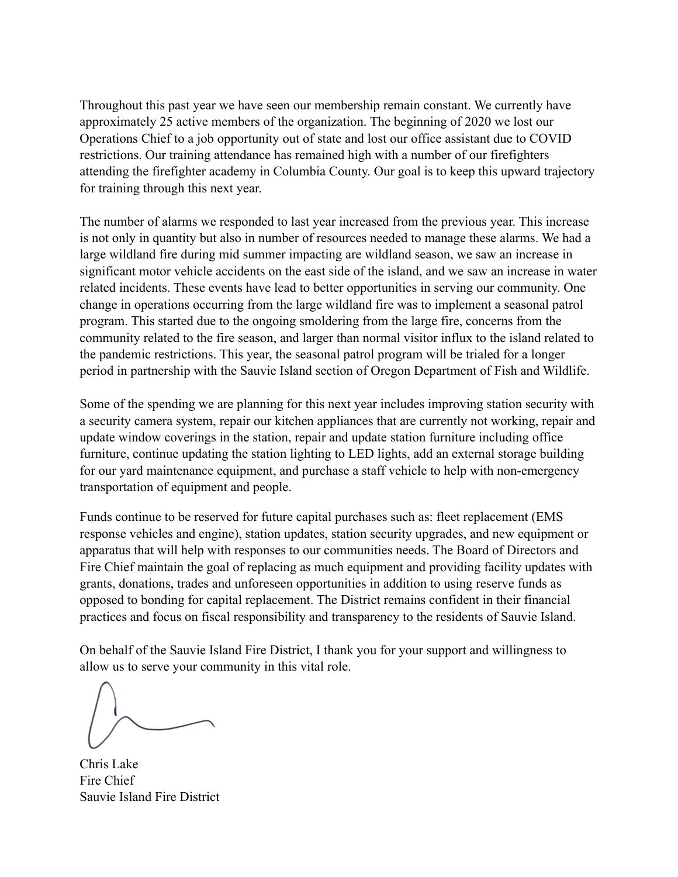Throughout this past year we have seen our membership remain constant. We currently have approximately 25 active members of the organization. The beginning of 2020 we lost our Operations Chief to a job opportunity out of state and lost our office assistant due to COVID restrictions. Our training attendance has remained high with a number of our firefighters attending the firefighter academy in Columbia County. Our goal is to keep this upward trajectory for training through this next year.

The number of alarms we responded to last year increased from the previous year. This increase is not only in quantity but also in number of resources needed to manage these alarms. We had a large wildland fire during mid summer impacting are wildland season, we saw an increase in significant motor vehicle accidents on the east side of the island, and we saw an increase in water related incidents. These events have lead to better opportunities in serving our community. One change in operations occurring from the large wildland fire was to implement a seasonal patrol program. This started due to the ongoing smoldering from the large fire, concerns from the community related to the fire season, and larger than normal visitor influx to the island related to the pandemic restrictions. This year, the seasonal patrol program will be trialed for a longer period in partnership with the Sauvie Island section of Oregon Department of Fish and Wildlife.

Some of the spending we are planning for this next year includes improving station security with a security camera system, repair our kitchen appliances that are currently not working, repair and update window coverings in the station, repair and update station furniture including office furniture, continue updating the station lighting to LED lights, add an external storage building for our yard maintenance equipment, and purchase a staff vehicle to help with non-emergency transportation of equipment and people.

Funds continue to be reserved for future capital purchases such as: fleet replacement (EMS response vehicles and engine), station updates, station security upgrades, and new equipment or apparatus that will help with responses to our communities needs. The Board of Directors and Fire Chief maintain the goal of replacing as much equipment and providing facility updates with grants, donations, trades and unforeseen opportunities in addition to using reserve funds as opposed to bonding for capital replacement. The District remains confident in their financial practices and focus on fiscal responsibility and transparency to the residents of Sauvie Island.

On behalf of the Sauvie Island Fire District, I thank you for your support and willingness to allow us to serve your community in this vital role.

Chris Lake
Fire Chief
Sauvie Island Fire District